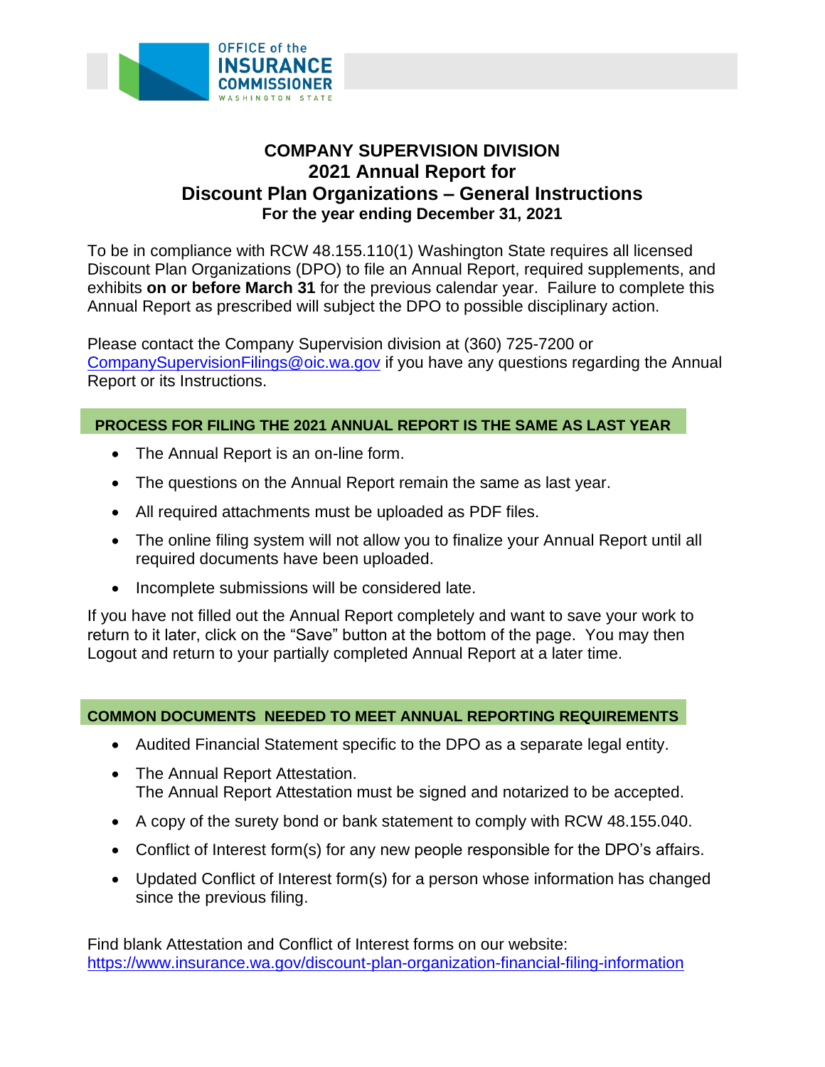# COMPANY SUPERVISION DIVISION
# 2021 Annual Report for
# Discount Plan Organizations – General Instructions
**For the year ending December 31, 2021**

To be in compliance with RCW 48.155.110(1) Washington State requires all licensed Discount Plan Organizations (DPO) to file an Annual Report, required supplements, and exhibits **on or before March 31** for the previous calendar year. Failure to complete this Annual Report as prescribed will subject the DPO to possible disciplinary action.

Please contact the Company Supervision division at (360) 725-7200 or CompanySupervisionFilings@oic.wa.gov if you have any questions regarding the Annual Report or its Instructions.

## PROCESS FOR FILING THE 2021 ANNUAL REPORT IS THE SAME AS LAST YEAR

- The Annual Report is an on-line form.
- The questions on the Annual Report remain the same as last year.
- All required attachments must be uploaded as PDF files.
- The online filing system will not allow you to finalize your Annual Report until all required documents have been uploaded.
- Incomplete submissions will be considered late.

If you have not filled out the Annual Report completely and want to save your work to return to it later, click on the "Save" button at the bottom of the page. You may then Logout and return to your partially completed Annual Report at a later time.

## COMMON DOCUMENTS NEEDED TO MEET ANNUAL REPORTING REQUIREMENTS

- Audited Financial Statement specific to the DPO as a separate legal entity.
- The Annual Report Attestation.
  The Annual Report Attestation must be signed and notarized to be accepted.
- A copy of the surety bond or bank statement to comply with RCW 48.155.040.
- Conflict of Interest form(s) for any new people responsible for the DPO's affairs.
- Updated Conflict of Interest form(s) for a person whose information has changed since the previous filing.

Find blank Attestation and Conflict of Interest forms on our website:
https://www.insurance.wa.gov/discount-plan-organization-financial-filing-information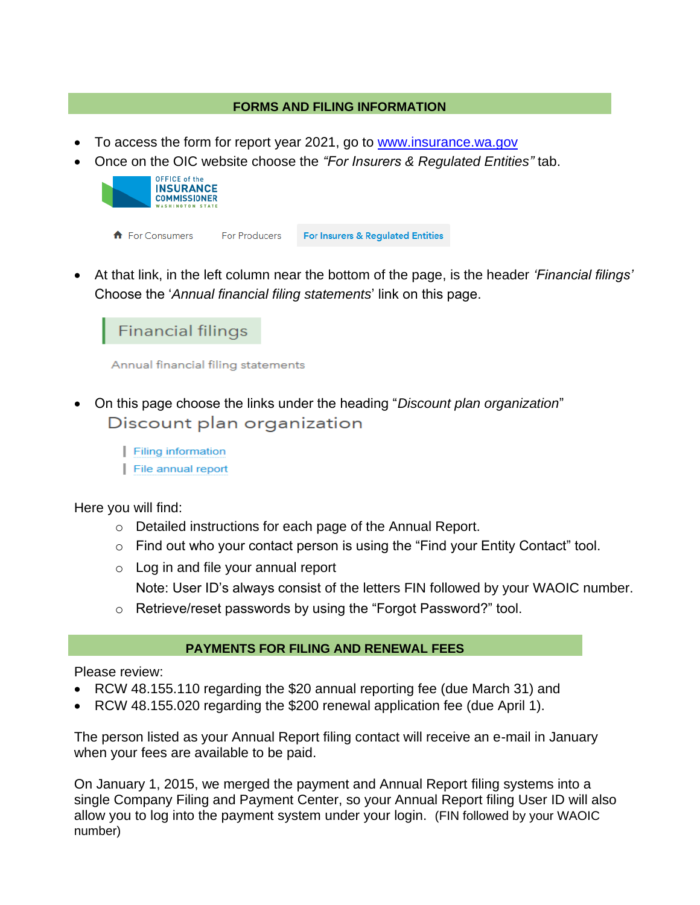## FORMS AND FILING INFORMATION

- To access the form for report year 2021, go to [www.insurance.wa.gov](http://www.insurance.wa.gov)
- Once on the OIC website choose the *"For Insurers & Regulated Entities"* tab.

OFFICE of the INSURANCE COMMISSIONER WASHINGTON STATE

For Consumers | For Producers | For Insurers & Regulated Entities

- At that link, in the left column near the bottom of the page, is the header *'Financial filings'* Choose the '*Annual financial filing statements*' link on this page.

Financial filings

Annual financial filing statements

- On this page choose the links under the heading "*Discount plan organization*"

Discount plan organization

| Filing information
| File annual report

Here you will find:

- Detailed instructions for each page of the Annual Report.
- Find out who your contact person is using the "Find your Entity Contact" tool.
- Log in and file your annual report
  Note: User ID's always consist of the letters FIN followed by your WAOIC number.
- Retrieve/reset passwords by using the "Forgot Password?" tool.

## PAYMENTS FOR FILING AND RENEWAL FEES

Please review:

- RCW 48.155.110 regarding the $20 annual reporting fee (due March 31) and
- RCW 48.155.020 regarding the $200 renewal application fee (due April 1).

The person listed as your Annual Report filing contact will receive an e-mail in January when your fees are available to be paid.

On January 1, 2015, we merged the payment and Annual Report filing systems into a single Company Filing and Payment Center, so your Annual Report filing User ID will also allow you to log into the payment system under your login. (FIN followed by your WAOIC number)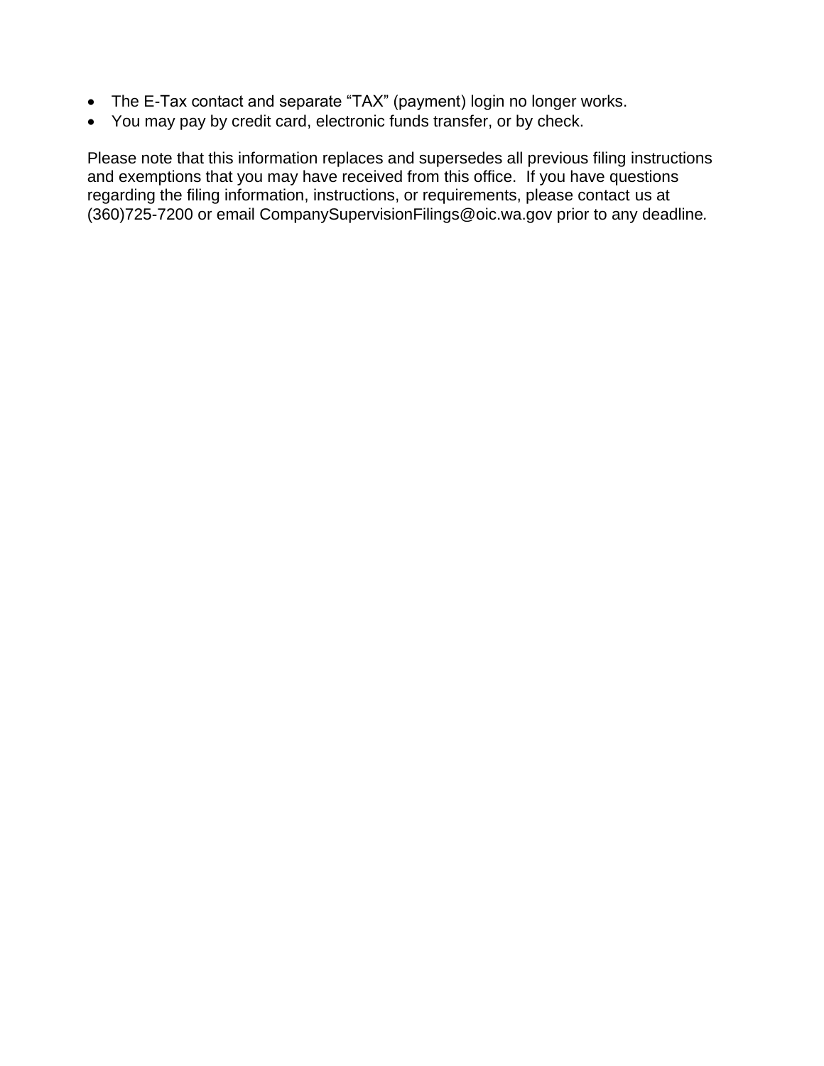- The E-Tax contact and separate “TAX” (payment) login no longer works.
- You may pay by credit card, electronic funds transfer, or by check.

Please note that this information replaces and supersedes all previous filing instructions and exemptions that you may have received from this office. If you have questions regarding the filing information, instructions, or requirements, please contact us at (360)725-7200 or email CompanySupervisionFilings@oic.wa.gov prior to any deadline.